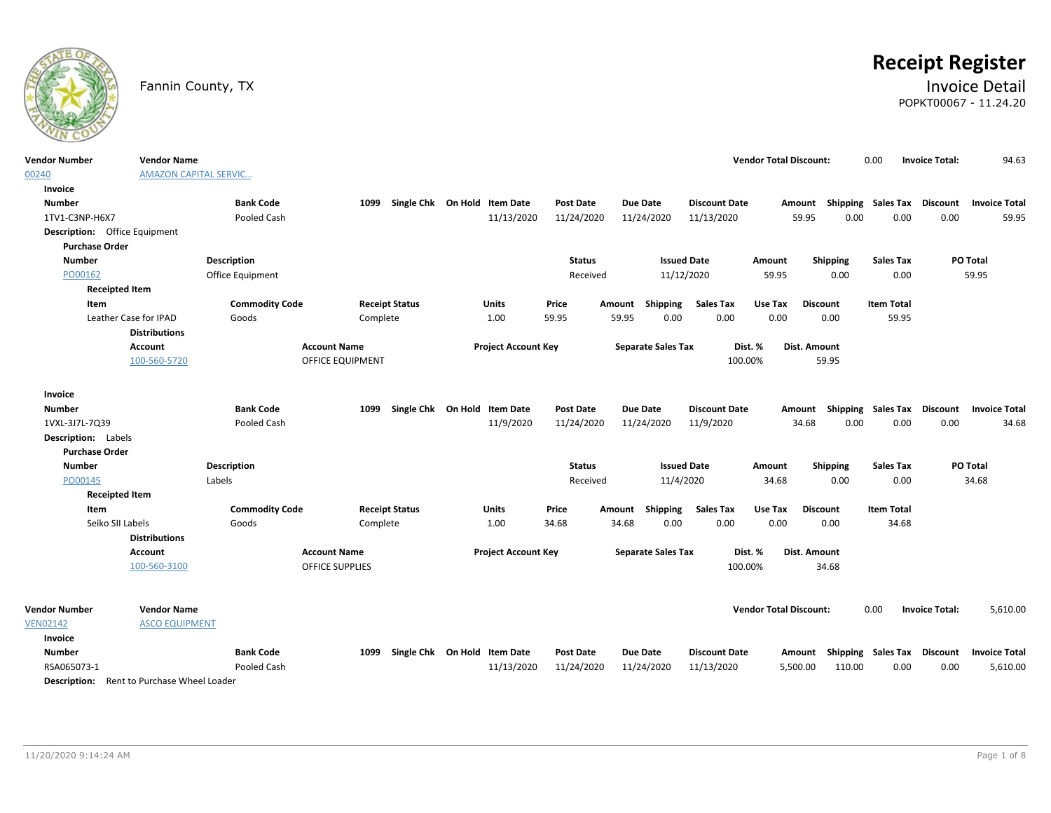Fannin County, TX

# Receipt Register

## Invoice Detail

POPKT00067 - 11.24.20

| Vendor Number | Vendor Name | Vendor Total Discount: | Invoice Total: |
|---|---|---|---|
| 00240 | AMAZON CAPITAL SERVIC... | 0.00 | 94.63 |

**Invoice**

| Number | Bank Code | 1099 | Single Chk | On Hold | Item Date | Post Date | Due Date | Discount Date | Amount | Shipping | Sales Tax | Discount | Invoice Total |
|---|---|---|---|---|---|---|---|---|---|---|---|---|---|
| 1TV1-C3NP-H6X7 | Pooled Cash | | | | 11/13/2020 | 11/24/2020 | 11/24/2020 | 11/13/2020 | 59.95 | 0.00 | 0.00 | 0.00 | 59.95 |

**Description:** Office Equipment

**Purchase Order**

| Number | Description | Status | Issued Date | Amount | Shipping | Sales Tax | PO Total |
|---|---|---|---|---|---|---|---|
| PO00162 | Office Equipment | Received | 11/12/2020 | 59.95 | 0.00 | 0.00 | 59.95 |

**Receipted Item**

| Item | Commodity Code | Receipt Status | Units | Price | Amount | Shipping | Sales Tax | Use Tax | Discount | Item Total |
|---|---|---|---|---|---|---|---|---|---|---|
| Leather Case for IPAD | Goods | Complete | 1.00 | 59.95 | 59.95 | 0.00 | 0.00 | 0.00 | 0.00 | 59.95 |

**Distributions**

| Account | Account Name | Project Account Key | Separate Sales Tax | Dist. % | Dist. Amount |
|---|---|---|---|---|---|
| 100-560-5720 | OFFICE EQUIPMENT | | | 100.00% | 59.95 |

**Invoice**

| Number | Bank Code | 1099 | Single Chk | On Hold | Item Date | Post Date | Due Date | Discount Date | Amount | Shipping | Sales Tax | Discount | Invoice Total |
|---|---|---|---|---|---|---|---|---|---|---|---|---|---|
| 1VXL-3J7L-7Q39 | Pooled Cash | | | | 11/9/2020 | 11/24/2020 | 11/24/2020 | 11/9/2020 | 34.68 | 0.00 | 0.00 | 0.00 | 34.68 |

**Description:** Labels

**Purchase Order**

| Number | Description | Status | Issued Date | Amount | Shipping | Sales Tax | PO Total |
|---|---|---|---|---|---|---|---|
| PO00145 | Labels | Received | 11/4/2020 | 34.68 | 0.00 | 0.00 | 34.68 |

**Receipted Item**

| Item | Commodity Code | Receipt Status | Units | Price | Amount | Shipping | Sales Tax | Use Tax | Discount | Item Total |
|---|---|---|---|---|---|---|---|---|---|---|
| Seiko SII Labels | Goods | Complete | 1.00 | 34.68 | 34.68 | 0.00 | 0.00 | 0.00 | 0.00 | 34.68 |

**Distributions**

| Account | Account Name | Project Account Key | Separate Sales Tax | Dist. % | Dist. Amount |
|---|---|---|---|---|---|
| 100-560-3100 | OFFICE SUPPLIES | | | 100.00% | 34.68 |

| Vendor Number | Vendor Name | Vendor Total Discount: | Invoice Total: |
|---|---|---|---|
| VEN02142 | ASCO EQUIPMENT | 0.00 | 5,610.00 |

**Invoice**

| Number | Bank Code | 1099 | Single Chk | On Hold | Item Date | Post Date | Due Date | Discount Date | Amount | Shipping | Sales Tax | Discount | Invoice Total |
|---|---|---|---|---|---|---|---|---|---|---|---|---|---|
| RSA065073-1 | Pooled Cash | | | | 11/13/2020 | 11/24/2020 | 11/24/2020 | 11/13/2020 | 5,500.00 | 110.00 | 0.00 | 0.00 | 5,610.00 |

**Description:** Rent to Purchase Wheel Loader

11/20/2020 9:14:24 AM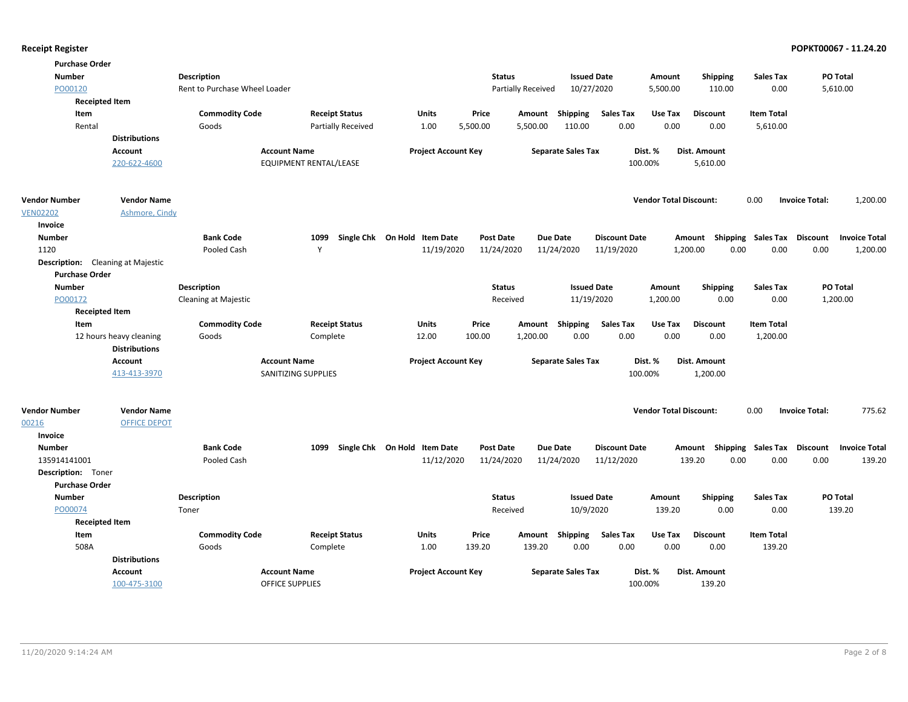**Receipt Register** — **POPKT00067 - 11.24.20**

**Purchase Order**

| Number | Description | Status | Issued Date | Amount | Shipping | Sales Tax | PO Total |
|---|---|---|---|---|---|---|---|
| PO00120 | Rent to Purchase Wheel Loader | Partially Received | 10/27/2020 | 5,500.00 | 110.00 | 0.00 | 5,610.00 |

**Receipted Item**

| Item | Commodity Code | Receipt Status | Units | Price | Amount | Shipping | Sales Tax | Use Tax | Discount | Item Total |
|---|---|---|---|---|---|---|---|---|---|---|
| Rental | Goods | Partially Received | 1.00 | 5,500.00 | 5,500.00 | 110.00 | 0.00 | 0.00 | 0.00 | 5,610.00 |

**Distributions**

| Account | Account Name | Project Account Key | Separate Sales Tax | Dist. % | Dist. Amount |
|---|---|---|---|---|---|
| 220-622-4600 | EQUIPMENT RENTAL/LEASE | | | 100.00% | 5,610.00 |

| Vendor Number | Vendor Name | Vendor Total Discount: | | Invoice Total: | |
|---|---|---|---|---|---|
| VEN02202 | Ashmore, Cindy | | 0.00 | | 1,200.00 |

**Invoice**

| Number | Bank Code | 1099 | Single Chk | On Hold | Item Date | Post Date | Due Date | Discount Date | Amount | Shipping | Sales Tax | Discount | Invoice Total |
|---|---|---|---|---|---|---|---|---|---|---|---|---|---|
| 1120 | Pooled Cash | Y | | | 11/19/2020 | 11/24/2020 | 11/24/2020 | 11/19/2020 | 1,200.00 | 0.00 | 0.00 | 0.00 | 1,200.00 |

**Description:** Cleaning at Majestic

**Purchase Order**

| Number | Description | Status | Issued Date | Amount | Shipping | Sales Tax | PO Total |
|---|---|---|---|---|---|---|---|
| PO00172 | Cleaning at Majestic | Received | 11/19/2020 | 1,200.00 | 0.00 | 0.00 | 1,200.00 |

**Receipted Item**

| Item | Commodity Code | Receipt Status | Units | Price | Amount | Shipping | Sales Tax | Use Tax | Discount | Item Total |
|---|---|---|---|---|---|---|---|---|---|---|
| 12 hours heavy cleaning | Goods | Complete | 12.00 | 100.00 | 1,200.00 | 0.00 | 0.00 | 0.00 | 0.00 | 1,200.00 |

**Distributions**

| Account | Account Name | Project Account Key | Separate Sales Tax | Dist. % | Dist. Amount |
|---|---|---|---|---|---|
| 413-413-3970 | SANITIZING SUPPLIES | | | 100.00% | 1,200.00 |

| Vendor Number | Vendor Name | Vendor Total Discount: | | Invoice Total: | |
|---|---|---|---|---|---|
| 00216 | OFFICE DEPOT | | 0.00 | | 775.62 |

**Invoice**

| Number | Bank Code | 1099 | Single Chk | On Hold | Item Date | Post Date | Due Date | Discount Date | Amount | Shipping | Sales Tax | Discount | Invoice Total |
|---|---|---|---|---|---|---|---|---|---|---|---|---|---|
| 135914141001 | Pooled Cash | | | | 11/12/2020 | 11/24/2020 | 11/24/2020 | 11/12/2020 | 139.20 | 0.00 | 0.00 | 0.00 | 139.20 |

**Description:** Toner

**Purchase Order**

| Number | Description | Status | Issued Date | Amount | Shipping | Sales Tax | PO Total |
|---|---|---|---|---|---|---|---|
| PO00074 | Toner | Received | 10/9/2020 | 139.20 | 0.00 | 0.00 | 139.20 |

**Receipted Item**

| Item | Commodity Code | Receipt Status | Units | Price | Amount | Shipping | Sales Tax | Use Tax | Discount | Item Total |
|---|---|---|---|---|---|---|---|---|---|---|
| 508A | Goods | Complete | 1.00 | 139.20 | 139.20 | 0.00 | 0.00 | 0.00 | 0.00 | 139.20 |

**Distributions**

| Account | Account Name | Project Account Key | Separate Sales Tax | Dist. % | Dist. Amount |
|---|---|---|---|---|---|
| 100-475-3100 | OFFICE SUPPLIES | | | 100.00% | 139.20 |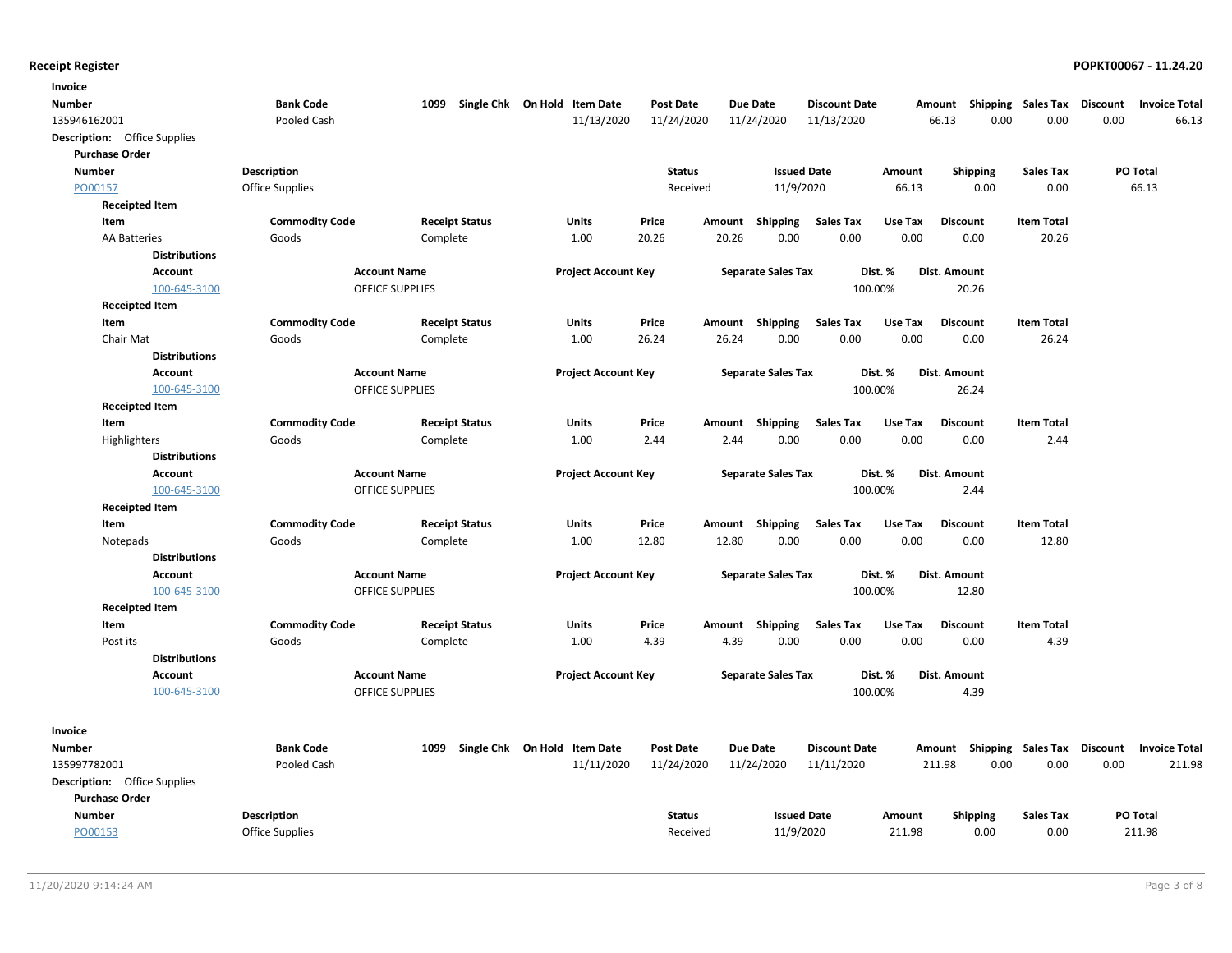**Receipt Register** — **POPKT00067 - 11.24.20**

**Invoice**

| Number | Bank Code | 1099 | Single Chk | On Hold | Item Date | Post Date | Due Date | Discount Date | Amount | Shipping | Sales Tax | Discount | Invoice Total |
|---|---|---|---|---|---|---|---|---|---|---|---|---|---|
| 135946162001 | Pooled Cash | | | | 11/13/2020 | 11/24/2020 | 11/24/2020 | 11/13/2020 | 66.13 | 0.00 | 0.00 | 0.00 | 66.13 |

**Description:** Office Supplies

**Purchase Order**

| Number | Description | Status | Issued Date | Amount | Shipping | Sales Tax | PO Total |
|---|---|---|---|---|---|---|---|
| PO00157 | Office Supplies | Received | 11/9/2020 | 66.13 | 0.00 | 0.00 | 66.13 |

**Receipted Item**

| Item | Commodity Code | Receipt Status | Units | Price | Amount | Shipping | Sales Tax | Use Tax | Discount | Item Total |
|---|---|---|---|---|---|---|---|---|---|---|
| AA Batteries | Goods | Complete | 1.00 | 20.26 | 20.26 | 0.00 | 0.00 | 0.00 | 0.00 | 20.26 |

**Distributions**

| Account | Account Name | Project Account Key | Separate Sales Tax | Dist. % | Dist. Amount |
|---|---|---|---|---|---|
| 100-645-3100 | OFFICE SUPPLIES | | | 100.00% | 20.26 |

**Receipted Item**

| Item | Commodity Code | Receipt Status | Units | Price | Amount | Shipping | Sales Tax | Use Tax | Discount | Item Total |
|---|---|---|---|---|---|---|---|---|---|---|
| Chair Mat | Goods | Complete | 1.00 | 26.24 | 26.24 | 0.00 | 0.00 | 0.00 | 0.00 | 26.24 |

**Distributions**

| Account | Account Name | Project Account Key | Separate Sales Tax | Dist. % | Dist. Amount |
|---|---|---|---|---|---|
| 100-645-3100 | OFFICE SUPPLIES | | | 100.00% | 26.24 |

**Receipted Item**

| Item | Commodity Code | Receipt Status | Units | Price | Amount | Shipping | Sales Tax | Use Tax | Discount | Item Total |
|---|---|---|---|---|---|---|---|---|---|---|
| Highlighters | Goods | Complete | 1.00 | 2.44 | 2.44 | 0.00 | 0.00 | 0.00 | 0.00 | 2.44 |

**Distributions**

| Account | Account Name | Project Account Key | Separate Sales Tax | Dist. % | Dist. Amount |
|---|---|---|---|---|---|
| 100-645-3100 | OFFICE SUPPLIES | | | 100.00% | 2.44 |

**Receipted Item**

| Item | Commodity Code | Receipt Status | Units | Price | Amount | Shipping | Sales Tax | Use Tax | Discount | Item Total |
|---|---|---|---|---|---|---|---|---|---|---|
| Notepads | Goods | Complete | 1.00 | 12.80 | 12.80 | 0.00 | 0.00 | 0.00 | 0.00 | 12.80 |

**Distributions**

| Account | Account Name | Project Account Key | Separate Sales Tax | Dist. % | Dist. Amount |
|---|---|---|---|---|---|
| 100-645-3100 | OFFICE SUPPLIES | | | 100.00% | 12.80 |

**Receipted Item**

| Item | Commodity Code | Receipt Status | Units | Price | Amount | Shipping | Sales Tax | Use Tax | Discount | Item Total |
|---|---|---|---|---|---|---|---|---|---|---|
| Post its | Goods | Complete | 1.00 | 4.39 | 4.39 | 0.00 | 0.00 | 0.00 | 0.00 | 4.39 |

**Distributions**

| Account | Account Name | Project Account Key | Separate Sales Tax | Dist. % | Dist. Amount |
|---|---|---|---|---|---|
| 100-645-3100 | OFFICE SUPPLIES | | | 100.00% | 4.39 |

**Invoice**

| Number | Bank Code | 1099 | Single Chk | On Hold | Item Date | Post Date | Due Date | Discount Date | Amount | Shipping | Sales Tax | Discount | Invoice Total |
|---|---|---|---|---|---|---|---|---|---|---|---|---|---|
| 135997782001 | Pooled Cash | | | | 11/11/2020 | 11/24/2020 | 11/24/2020 | 11/11/2020 | 211.98 | 0.00 | 0.00 | 0.00 | 211.98 |

**Description:** Office Supplies

**Purchase Order**

| Number | Description | Status | Issued Date | Amount | Shipping | Sales Tax | PO Total |
|---|---|---|---|---|---|---|---|
| PO00153 | Office Supplies | Received | 11/9/2020 | 211.98 | 0.00 | 0.00 | 211.98 |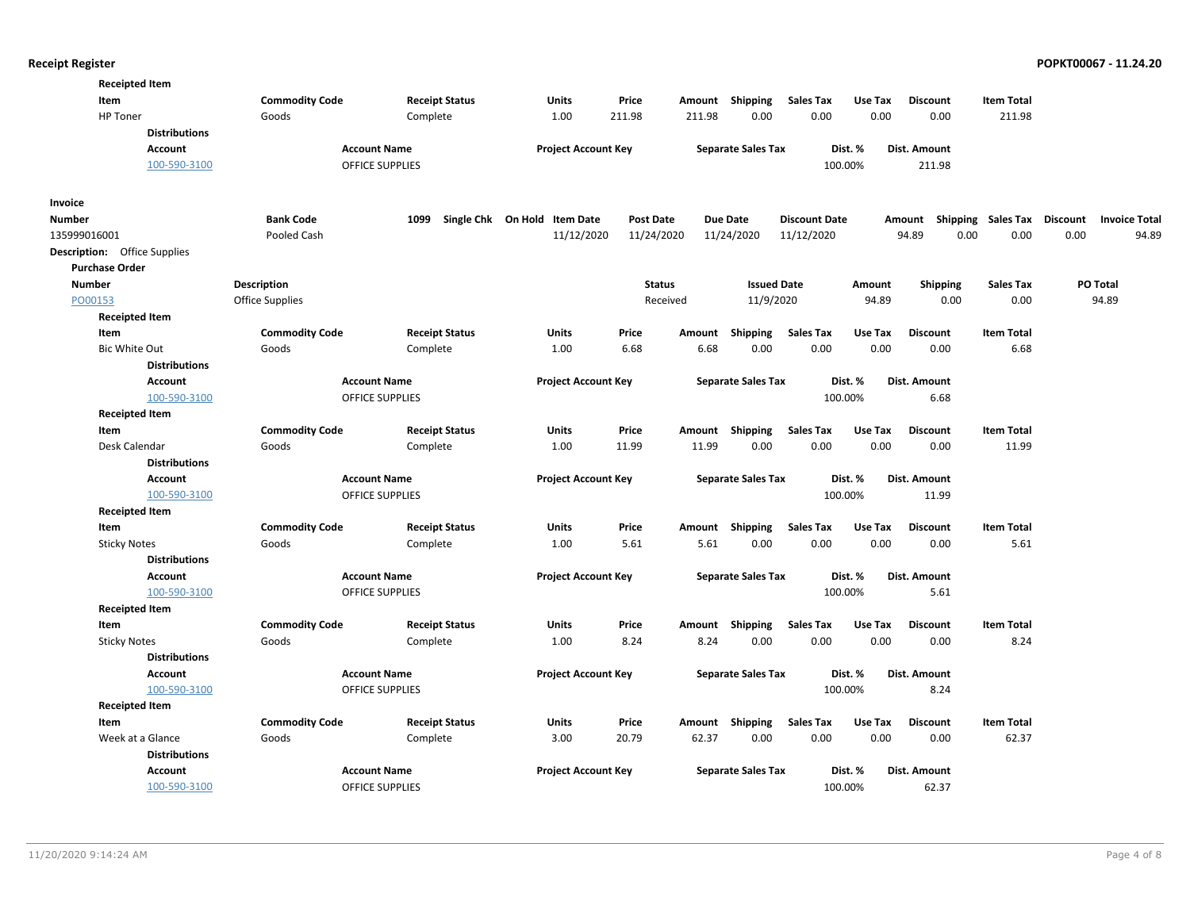**Receipted Item**

| Item | Commodity Code | Receipt Status | Units | Price | Amount | Shipping | Sales Tax | Use Tax | Discount | Item Total |
|---|---|---|---|---|---|---|---|---|---|---|
| HP Toner | Goods | Complete | 1.00 | 211.98 | 211.98 | 0.00 | 0.00 | 0.00 | 0.00 | 211.98 |

**Distributions**

| Account | Account Name | Project Account Key | Separate Sales Tax | Dist. % | Dist. Amount |
|---|---|---|---|---|---|
| 100-590-3100 | OFFICE SUPPLIES | | | 100.00% | 211.98 |

**Invoice**

| Number | Bank Code | 1099 | Single Chk | On Hold | Item Date | Post Date | Due Date | Discount Date | Amount | Shipping | Sales Tax | Discount | Invoice Total |
|---|---|---|---|---|---|---|---|---|---|---|---|---|---|
| 135999016001 | Pooled Cash | | | | 11/12/2020 | 11/24/2020 | 11/24/2020 | 11/12/2020 | 94.89 | 0.00 | 0.00 | 0.00 | 94.89 |

**Description:** Office Supplies

**Purchase Order**

| Number | Description | Status | Issued Date | Amount | Shipping | Sales Tax | PO Total |
|---|---|---|---|---|---|---|---|
| PO00153 | Office Supplies | Received | 11/9/2020 | 94.89 | 0.00 | 0.00 | 94.89 |

**Receipted Item**

| Item | Commodity Code | Receipt Status | Units | Price | Amount | Shipping | Sales Tax | Use Tax | Discount | Item Total |
|---|---|---|---|---|---|---|---|---|---|---|
| Bic White Out | Goods | Complete | 1.00 | 6.68 | 6.68 | 0.00 | 0.00 | 0.00 | 0.00 | 6.68 |

**Distributions**

| Account | Account Name | Project Account Key | Separate Sales Tax | Dist. % | Dist. Amount |
|---|---|---|---|---|---|
| 100-590-3100 | OFFICE SUPPLIES | | | 100.00% | 6.68 |

**Receipted Item**

| Item | Commodity Code | Receipt Status | Units | Price | Amount | Shipping | Sales Tax | Use Tax | Discount | Item Total |
|---|---|---|---|---|---|---|---|---|---|---|
| Desk Calendar | Goods | Complete | 1.00 | 11.99 | 11.99 | 0.00 | 0.00 | 0.00 | 0.00 | 11.99 |

**Distributions**

| Account | Account Name | Project Account Key | Separate Sales Tax | Dist. % | Dist. Amount |
|---|---|---|---|---|---|
| 100-590-3100 | OFFICE SUPPLIES | | | 100.00% | 11.99 |

**Receipted Item**

| Item | Commodity Code | Receipt Status | Units | Price | Amount | Shipping | Sales Tax | Use Tax | Discount | Item Total |
|---|---|---|---|---|---|---|---|---|---|---|
| Sticky Notes | Goods | Complete | 1.00 | 5.61 | 5.61 | 0.00 | 0.00 | 0.00 | 0.00 | 5.61 |

**Distributions**

| Account | Account Name | Project Account Key | Separate Sales Tax | Dist. % | Dist. Amount |
|---|---|---|---|---|---|
| 100-590-3100 | OFFICE SUPPLIES | | | 100.00% | 5.61 |

**Receipted Item**

| Item | Commodity Code | Receipt Status | Units | Price | Amount | Shipping | Sales Tax | Use Tax | Discount | Item Total |
|---|---|---|---|---|---|---|---|---|---|---|
| Sticky Notes | Goods | Complete | 1.00 | 8.24 | 8.24 | 0.00 | 0.00 | 0.00 | 0.00 | 8.24 |

**Distributions**

| Account | Account Name | Project Account Key | Separate Sales Tax | Dist. % | Dist. Amount |
|---|---|---|---|---|---|
| 100-590-3100 | OFFICE SUPPLIES | | | 100.00% | 8.24 |

**Receipted Item**

| Item | Commodity Code | Receipt Status | Units | Price | Amount | Shipping | Sales Tax | Use Tax | Discount | Item Total |
|---|---|---|---|---|---|---|---|---|---|---|
| Week at a Glance | Goods | Complete | 3.00 | 20.79 | 62.37 | 0.00 | 0.00 | 0.00 | 0.00 | 62.37 |

**Distributions**

| Account | Account Name | Project Account Key | Separate Sales Tax | Dist. % | Dist. Amount |
|---|---|---|---|---|---|
| 100-590-3100 | OFFICE SUPPLIES | | | 100.00% | 62.37 |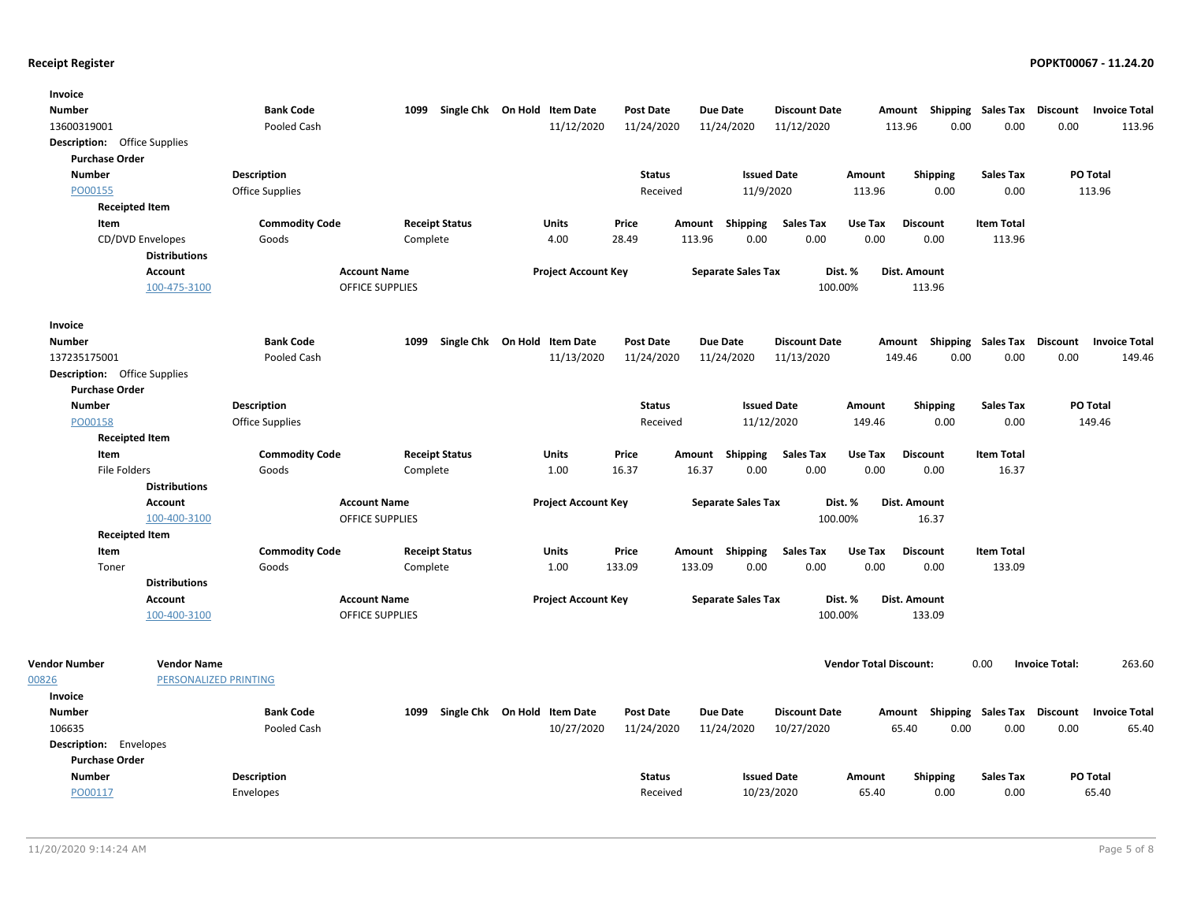**Receipt Register**

**POPKT00067 - 11.24.20**

**Invoice**

| Number | Bank Code | 1099 | Single Chk | On Hold | Item Date | Post Date | Due Date | Discount Date | Amount | Shipping | Sales Tax | Discount | Invoice Total |
|---|---|---|---|---|---|---|---|---|---|---|---|---|---|
| 13600319001 | Pooled Cash | | | | 11/12/2020 | 11/24/2020 | 11/24/2020 | 11/12/2020 | 113.96 | 0.00 | 0.00 | 0.00 | 113.96 |

**Description:** Office Supplies

**Purchase Order**

| Number | Description | Status | Issued Date | Amount | Shipping | Sales Tax | PO Total |
|---|---|---|---|---|---|---|---|
| PO00155 | Office Supplies | Received | 11/9/2020 | 113.96 | 0.00 | 0.00 | 113.96 |

**Receipted Item**

| Item | Commodity Code | Receipt Status | Units | Price | Amount | Shipping | Sales Tax | Use Tax | Discount | Item Total |
|---|---|---|---|---|---|---|---|---|---|---|
| CD/DVD Envelopes | Goods | Complete | 4.00 | 28.49 | 113.96 | 0.00 | 0.00 | 0.00 | 0.00 | 113.96 |

**Distributions**

| Account | Account Name | Project Account Key | Separate Sales Tax | Dist. % | Dist. Amount |
|---|---|---|---|---|---|
| 100-475-3100 | OFFICE SUPPLIES | | | 100.00% | 113.96 |

**Invoice**

| Number | Bank Code | 1099 | Single Chk | On Hold | Item Date | Post Date | Due Date | Discount Date | Amount | Shipping | Sales Tax | Discount | Invoice Total |
|---|---|---|---|---|---|---|---|---|---|---|---|---|---|
| 137235175001 | Pooled Cash | | | | 11/13/2020 | 11/24/2020 | 11/24/2020 | 11/13/2020 | 149.46 | 0.00 | 0.00 | 0.00 | 149.46 |

**Description:** Office Supplies

**Purchase Order**

| Number | Description | Status | Issued Date | Amount | Shipping | Sales Tax | PO Total |
|---|---|---|---|---|---|---|---|
| PO00158 | Office Supplies | Received | 11/12/2020 | 149.46 | 0.00 | 0.00 | 149.46 |

**Receipted Item**

| Item | Commodity Code | Receipt Status | Units | Price | Amount | Shipping | Sales Tax | Use Tax | Discount | Item Total |
|---|---|---|---|---|---|---|---|---|---|---|
| File Folders | Goods | Complete | 1.00 | 16.37 | 16.37 | 0.00 | 0.00 | 0.00 | 0.00 | 16.37 |

**Distributions**

| Account | Account Name | Project Account Key | Separate Sales Tax | Dist. % | Dist. Amount |
|---|---|---|---|---|---|
| 100-400-3100 | OFFICE SUPPLIES | | | 100.00% | 16.37 |

**Receipted Item**

| Item | Commodity Code | Receipt Status | Units | Price | Amount | Shipping | Sales Tax | Use Tax | Discount | Item Total |
|---|---|---|---|---|---|---|---|---|---|---|
| Toner | Goods | Complete | 1.00 | 133.09 | 133.09 | 0.00 | 0.00 | 0.00 | 0.00 | 133.09 |

**Distributions**

| Account | Account Name | Project Account Key | Separate Sales Tax | Dist. % | Dist. Amount |
|---|---|---|---|---|---|
| 100-400-3100 | OFFICE SUPPLIES | | | 100.00% | 133.09 |

**Vendor Total Discount:** 0.00 **Invoice Total:** 263.60

| Vendor Number | Vendor Name |
|---|---|
| 00826 | PERSONALIZED PRINTING |

**Invoice**

| Number | Bank Code | 1099 | Single Chk | On Hold | Item Date | Post Date | Due Date | Discount Date | Amount | Shipping | Sales Tax | Discount | Invoice Total |
|---|---|---|---|---|---|---|---|---|---|---|---|---|---|
| 106635 | Pooled Cash | | | | 10/27/2020 | 11/24/2020 | 11/24/2020 | 10/27/2020 | 65.40 | 0.00 | 0.00 | 0.00 | 65.40 |

**Description:** Envelopes

**Purchase Order**

| Number | Description | Status | Issued Date | Amount | Shipping | Sales Tax | PO Total |
|---|---|---|---|---|---|---|---|
| PO00117 | Envelopes | Received | 10/23/2020 | 65.40 | 0.00 | 0.00 | 65.40 |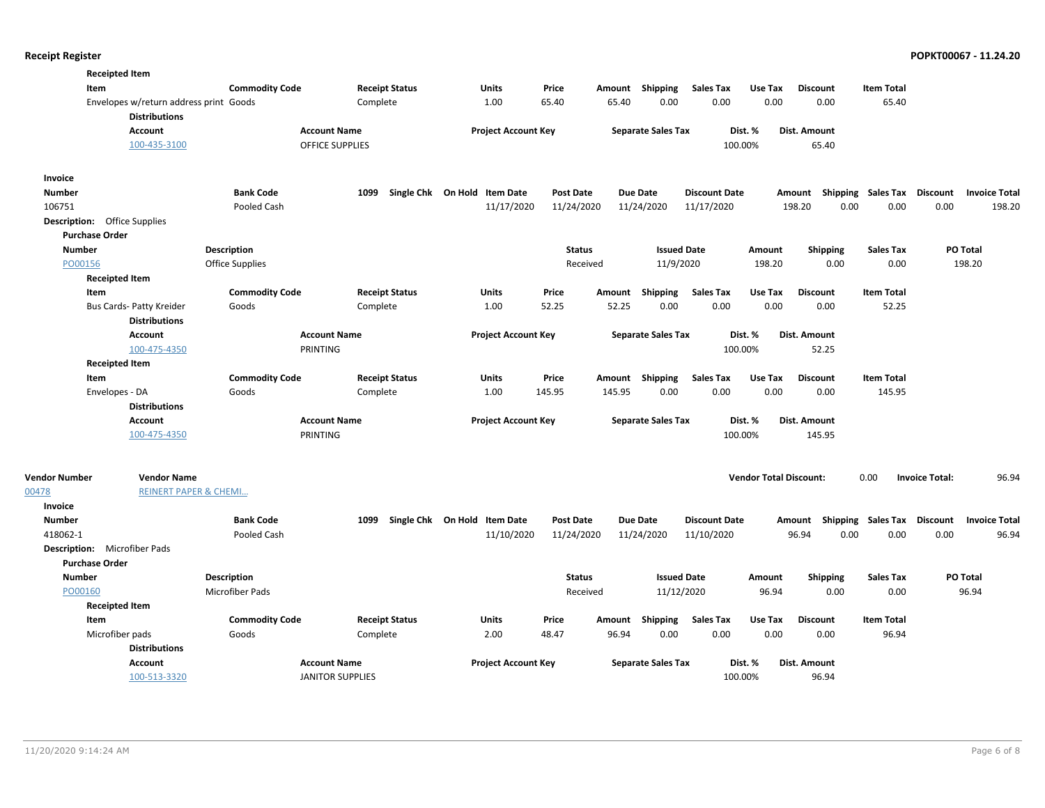**Receipt Register** — POPKT00067 - 11.24.20

**Receipted Item**

| Item | Commodity Code | Receipt Status | Units | Price | Amount | Shipping | Sales Tax | Use Tax | Discount | Item Total |
|---|---|---|---|---|---|---|---|---|---|---|
| Envelopes w/return address print | Goods | Complete | 1.00 | 65.40 | 65.40 | 0.00 | 0.00 | 0.00 | 0.00 | 65.40 |

**Distributions**

| Account | Account Name | Project Account Key | Separate Sales Tax | Dist. % | Dist. Amount |
|---|---|---|---|---|---|
| 100-435-3100 | OFFICE SUPPLIES | | | 100.00% | 65.40 |

**Invoice**

| Number | Bank Code | 1099 | Single Chk | On Hold | Item Date | Post Date | Due Date | Discount Date | Amount | Shipping | Sales Tax | Discount | Invoice Total |
|---|---|---|---|---|---|---|---|---|---|---|---|---|---|
| 106751 | Pooled Cash | | | | 11/17/2020 | 11/24/2020 | 11/24/2020 | 11/17/2020 | 198.20 | 0.00 | 0.00 | 0.00 | 198.20 |

**Description:** Office Supplies

**Purchase Order**

| Number | Description | Status | Issued Date | Amount | Shipping | Sales Tax | PO Total |
|---|---|---|---|---|---|---|---|
| PO00156 | Office Supplies | Received | 11/9/2020 | 198.20 | 0.00 | 0.00 | 198.20 |

**Receipted Item**

| Item | Commodity Code | Receipt Status | Units | Price | Amount | Shipping | Sales Tax | Use Tax | Discount | Item Total |
|---|---|---|---|---|---|---|---|---|---|---|
| Bus Cards- Patty Kreider | Goods | Complete | 1.00 | 52.25 | 52.25 | 0.00 | 0.00 | 0.00 | 0.00 | 52.25 |

**Distributions**

| Account | Account Name | Project Account Key | Separate Sales Tax | Dist. % | Dist. Amount |
|---|---|---|---|---|---|
| 100-475-4350 | PRINTING | | | 100.00% | 52.25 |

**Receipted Item**

| Item | Commodity Code | Receipt Status | Units | Price | Amount | Shipping | Sales Tax | Use Tax | Discount | Item Total |
|---|---|---|---|---|---|---|---|---|---|---|
| Envelopes - DA | Goods | Complete | 1.00 | 145.95 | 145.95 | 0.00 | 0.00 | 0.00 | 0.00 | 145.95 |

**Distributions**

| Account | Account Name | Project Account Key | Separate Sales Tax | Dist. % | Dist. Amount |
|---|---|---|---|---|---|
| 100-475-4350 | PRINTING | | | 100.00% | 145.95 |

| Vendor Number | Vendor Name | Vendor Total Discount: | Invoice Total: |
|---|---|---|---|
| 00478 | REINERT PAPER & CHEMI... | 0.00 | 96.94 |

**Invoice**

| Number | Bank Code | 1099 | Single Chk | On Hold | Item Date | Post Date | Due Date | Discount Date | Amount | Shipping | Sales Tax | Discount | Invoice Total |
|---|---|---|---|---|---|---|---|---|---|---|---|---|---|
| 418062-1 | Pooled Cash | | | | 11/10/2020 | 11/24/2020 | 11/24/2020 | 11/10/2020 | 96.94 | 0.00 | 0.00 | 0.00 | 96.94 |

**Description:** Microfiber Pads

**Purchase Order**

| Number | Description | Status | Issued Date | Amount | Shipping | Sales Tax | PO Total |
|---|---|---|---|---|---|---|---|
| PO00160 | Microfiber Pads | Received | 11/12/2020 | 96.94 | 0.00 | 0.00 | 96.94 |

**Receipted Item**

| Item | Commodity Code | Receipt Status | Units | Price | Amount | Shipping | Sales Tax | Use Tax | Discount | Item Total |
|---|---|---|---|---|---|---|---|---|---|---|
| Microfiber pads | Goods | Complete | 2.00 | 48.47 | 96.94 | 0.00 | 0.00 | 0.00 | 0.00 | 96.94 |

**Distributions**

| Account | Account Name | Project Account Key | Separate Sales Tax | Dist. % | Dist. Amount |
|---|---|---|---|---|---|
| 100-513-3320 | JANITOR SUPPLIES | | | 100.00% | 96.94 |

11/20/2020 9:14:24 AM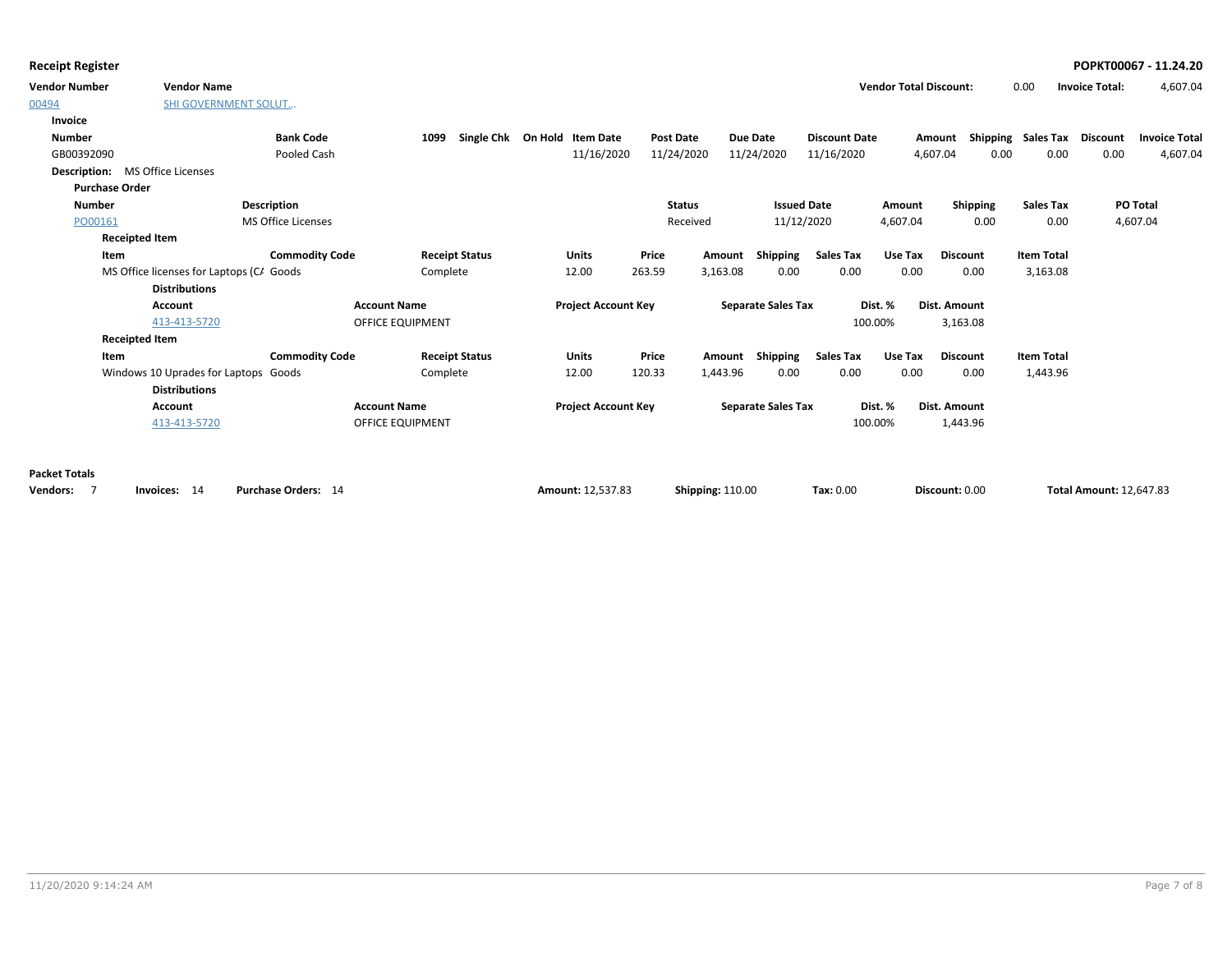## Receipt Register

**POPKT00067 - 11.24.20**

| Vendor Number | Vendor Name | Vendor Total Discount: | Invoice Total: |
|---|---|---|---|
| 00494 | SHI GOVERNMENT SOLUT... | 0.00 | 4,607.04 |

**Invoice**

| Number | Bank Code | 1099 | Single Chk | On Hold | Item Date | Post Date | Due Date | Discount Date | Amount | Shipping | Sales Tax | Discount | Invoice Total |
|---|---|---|---|---|---|---|---|---|---|---|---|---|---|
| GB00392090 | Pooled Cash | | | | 11/16/2020 | 11/24/2020 | 11/24/2020 | 11/16/2020 | 4,607.04 | 0.00 | 0.00 | 0.00 | 4,607.04 |

**Description:** MS Office Licenses

**Purchase Order**

| Number | Description | Status | Issued Date | Amount | Shipping | Sales Tax | PO Total |
|---|---|---|---|---|---|---|---|
| PO00161 | MS Office Licenses | Received | 11/12/2020 | 4,607.04 | 0.00 | 0.00 | 4,607.04 |

**Receipted Item**

| Item | Commodity Code | Receipt Status | Units | Price | Amount | Shipping | Sales Tax | Use Tax | Discount | Item Total |
|---|---|---|---|---|---|---|---|---|---|---|
| MS Office licenses for Laptops (C/ | Goods | Complete | 12.00 | 263.59 | 3,163.08 | 0.00 | 0.00 | 0.00 | 0.00 | 3,163.08 |

**Distributions**

| Account | Account Name | Project Account Key | Separate Sales Tax | Dist. % | Dist. Amount |
|---|---|---|---|---|---|
| 413-413-5720 | OFFICE EQUIPMENT | | | 100.00% | 3,163.08 |

**Receipted Item**

| Item | Commodity Code | Receipt Status | Units | Price | Amount | Shipping | Sales Tax | Use Tax | Discount | Item Total |
|---|---|---|---|---|---|---|---|---|---|---|
| Windows 10 Uprades for Laptops | Goods | Complete | 12.00 | 120.33 | 1,443.96 | 0.00 | 0.00 | 0.00 | 0.00 | 1,443.96 |

**Distributions**

| Account | Account Name | Project Account Key | Separate Sales Tax | Dist. % | Dist. Amount |
|---|---|---|---|---|---|
| 413-413-5720 | OFFICE EQUIPMENT | | | 100.00% | 1,443.96 |

**Packet Totals**

| Vendors: | Invoices: | Purchase Orders: | Amount: | Shipping: | Tax: | Discount: | Total Amount: |
|---|---|---|---|---|---|---|---|
| 7 | 14 | 14 | 12,537.83 | 110.00 | 0.00 | 0.00 | 12,647.83 |

11/20/2020 9:14:24 AM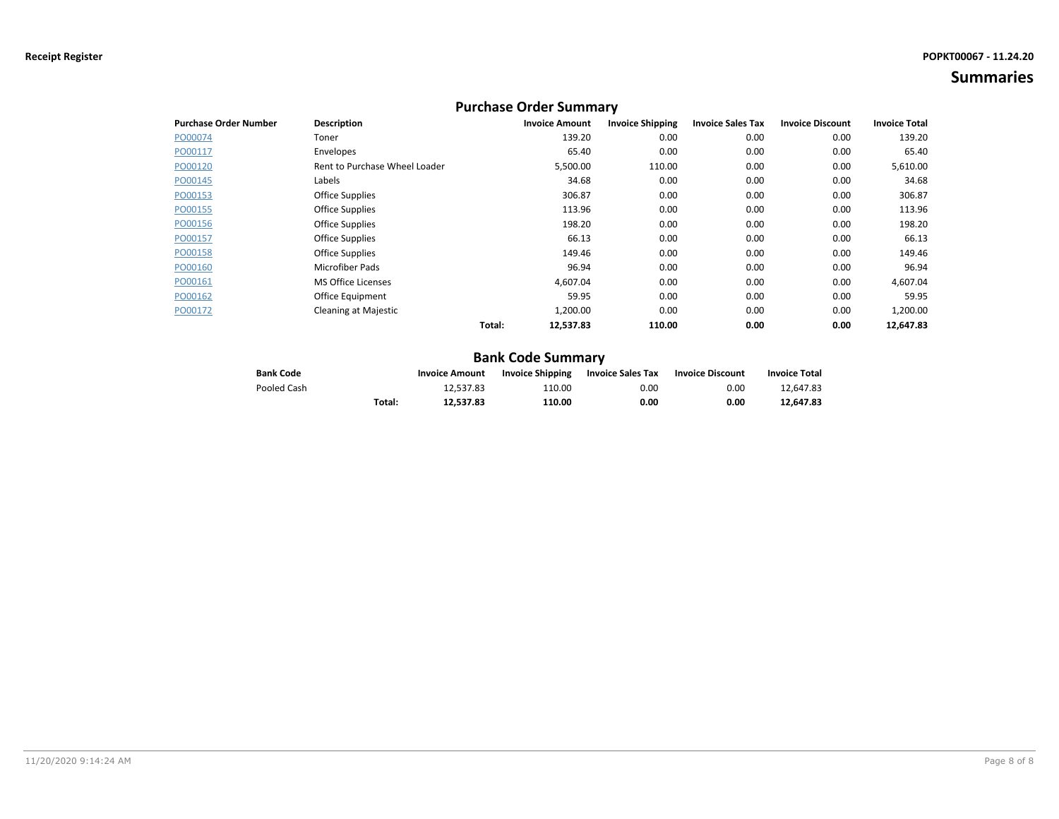**Receipt Register** POPKT00067 - 11.24.20

# Summaries

## Purchase Order Summary

| Purchase Order Number | Description | | Invoice Amount | Invoice Shipping | Invoice Sales Tax | Invoice Discount | Invoice Total |
|---|---|---|---|---|---|---|---|
| PO00074 | Toner | | 139.20 | 0.00 | 0.00 | 0.00 | 139.20 |
| PO00117 | Envelopes | | 65.40 | 0.00 | 0.00 | 0.00 | 65.40 |
| PO00120 | Rent to Purchase Wheel Loader | | 5,500.00 | 110.00 | 0.00 | 0.00 | 5,610.00 |
| PO00145 | Labels | | 34.68 | 0.00 | 0.00 | 0.00 | 34.68 |
| PO00153 | Office Supplies | | 306.87 | 0.00 | 0.00 | 0.00 | 306.87 |
| PO00155 | Office Supplies | | 113.96 | 0.00 | 0.00 | 0.00 | 113.96 |
| PO00156 | Office Supplies | | 198.20 | 0.00 | 0.00 | 0.00 | 198.20 |
| PO00157 | Office Supplies | | 66.13 | 0.00 | 0.00 | 0.00 | 66.13 |
| PO00158 | Office Supplies | | 149.46 | 0.00 | 0.00 | 0.00 | 149.46 |
| PO00160 | Microfiber Pads | | 96.94 | 0.00 | 0.00 | 0.00 | 96.94 |
| PO00161 | MS Office Licenses | | 4,607.04 | 0.00 | 0.00 | 0.00 | 4,607.04 |
| PO00162 | Office Equipment | | 59.95 | 0.00 | 0.00 | 0.00 | 59.95 |
| PO00172 | Cleaning at Majestic | | 1,200.00 | 0.00 | 0.00 | 0.00 | 1,200.00 |
| | | **Total:** | **12,537.83** | **110.00** | **0.00** | **0.00** | **12,647.83** |

## Bank Code Summary

| Bank Code | | Invoice Amount | Invoice Shipping | Invoice Sales Tax | Invoice Discount | Invoice Total |
|---|---|---|---|---|---|---|
| Pooled Cash | | 12,537.83 | 110.00 | 0.00 | 0.00 | 12,647.83 |
| | **Total:** | **12,537.83** | **110.00** | **0.00** | **0.00** | **12,647.83** |

11/20/2020 9:14:24 AM